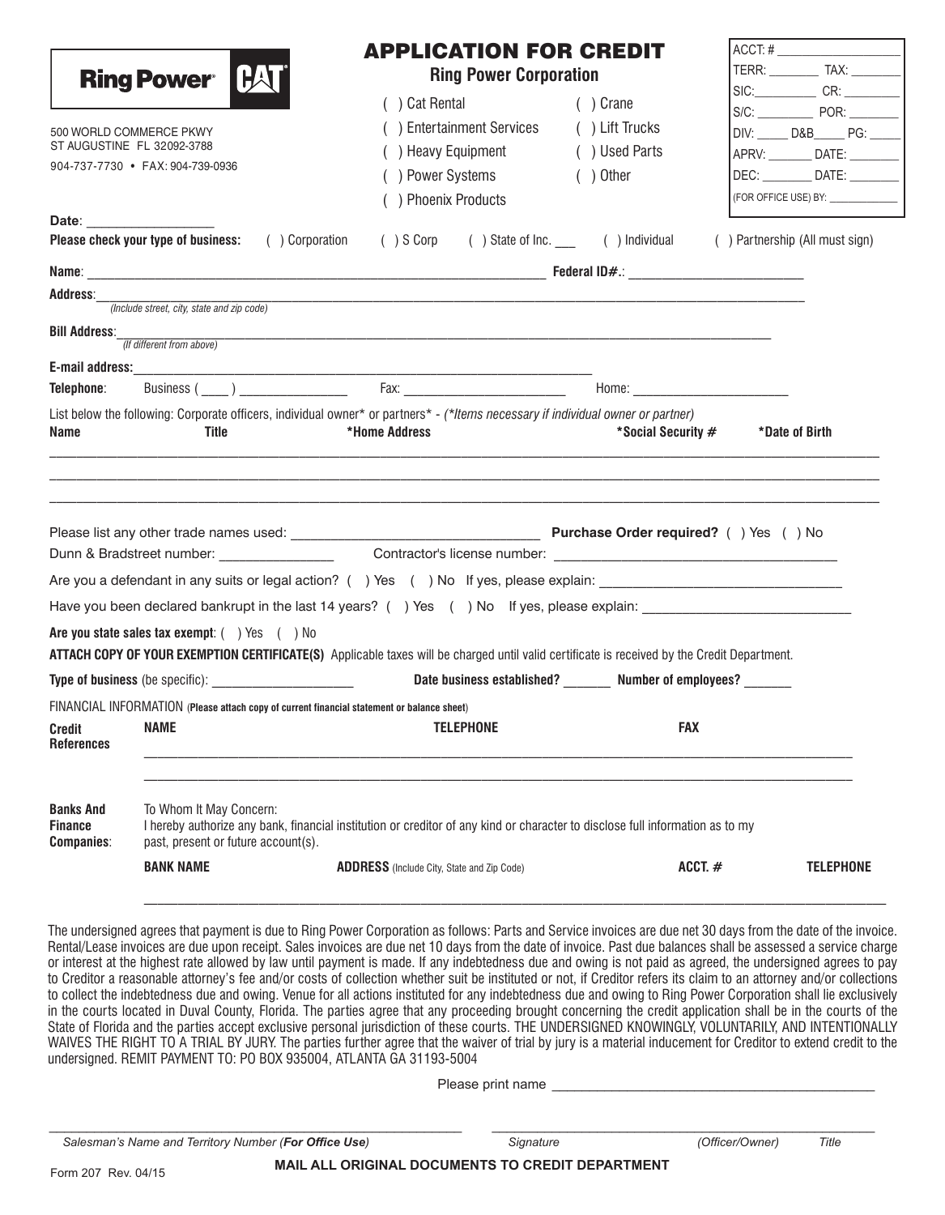Ring Power CAT

500 WORLD COMMERCE PKWY
ST AUGUSTINE FL 32092-3788
904-737-7730 • FAX: 904-739-0936

# APPLICATION FOR CREDIT

## Ring Power Corporation

( ) Cat Rental
( ) Entertainment Services
( ) Heavy Equipment
( ) Power Systems
( ) Phoenix Products
( ) Crane
( ) Lift Trucks
( ) Used Parts
( ) Other

ACCT. # ____________________
TERR: ________ TAX: ________
SIC: __________ CR: _________
S/C: _________ POR: ________
DIV: _____ D&B _____ PG: _____
APRV: _______ DATE: ________
DEC: ________ DATE: ________
(FOR OFFICE USE) BY: ____________

**Date**: ___________________

**Please check your type of business:** ( ) Corporation ( ) S Corp ( ) State of Inc. ___ ( ) Individual ( ) Partnership (All must sign)

**Name**: ______________________________________________ **Federal ID#.**: ________________________

**Address**: ______________________________________________________________________________
*(Include street, city, state and zip code)*

**Bill Address**: ___________________________________________________________________________
*(If different from above)*

**E-mail address:** ____________________________________________

**Telephone**: Business ( ____ ) ______________ Fax: ____________________ Home: ____________________

List below the following: Corporate officers, individual owner* or partners* - *(*Items necessary if individual owner or partner)*

| Name | Title | *Home Address | *Social Security # | *Date of Birth |
|---|---|---|---|---|
| | | | | |
| | | | | |
| | | | | |

Please list any other trade names used: ______________________________ **Purchase Order required?** ( ) Yes ( ) No

Dunn & Bradstreet number: _______________ Contractor's license number: ___________________________________

Are you a defendant in any suits or legal action? ( ) Yes ( ) No If yes, please explain: ______________________________

Have you been declared bankrupt in the last 14 years? ( ) Yes ( ) No If yes, please explain: __________________________

**Are you state sales tax exempt**: ( ) Yes ( ) No

**ATTACH COPY OF YOUR EXEMPTION CERTIFICATE(S)** Applicable taxes will be charged until valid certificate is received by the Credit Department.

**Type of business** (be specific): ____________________ **Date business established?** _______ **Number of employees?** ______

FINANCIAL INFORMATION (**Please attach copy of current financial statement or balance sheet**)

**Credit References**

| NAME | TELEPHONE | FAX |
|---|---|---|
| | | |
| | | |

**Banks And Finance Companies**:

To Whom It May Concern:
I hereby authorize any bank, financial institution or creditor of any kind or character to disclose full information as to my past, present or future account(s).

| BANK NAME | ADDRESS (Include City, State and Zip Code) | ACCT. # | TELEPHONE |
|---|---|---|---|
| | | | |

The undersigned agrees that payment is due to Ring Power Corporation as follows: Parts and Service invoices are due net 30 days from the date of the invoice. Rental/Lease invoices are due upon receipt. Sales invoices are due net 10 days from the date of invoice. Past due balances shall be assessed a service charge or interest at the highest rate allowed by law until payment is made. If any indebtedness due and owing is not paid as agreed, the undersigned agrees to pay to Creditor a reasonable attorney's fee and/or costs of collection whether suit be instituted or not, if Creditor refers its claim to an attorney and/or collections to collect the indebtedness due and owing. Venue for all actions instituted for any indebtedness due and owing to Ring Power Corporation shall lie exclusively in the courts located in Duval County, Florida. The parties agree that any proceeding brought concerning the credit application shall be in the courts of the State of Florida and the parties accept exclusive personal jurisdiction of these courts. THE UNDERSIGNED KNOWINGLY, VOLUNTARILY, AND INTENTIONALLY WAIVES THE RIGHT TO A TRIAL BY JURY. The parties further agree that the waiver of trial by jury is a material inducement for Creditor to extend credit to the undersigned. REMIT PAYMENT TO: PO BOX 935004, ATLANTA GA 31193-5004

Please print name ____________________________________________

______________________________________________ ______________________________________________
*Salesman's Name and Territory Number (**For Office Use**)* *Signature (Officer/Owner) Title*

Form 207 Rev. 04/15

**MAIL ALL ORIGINAL DOCUMENTS TO CREDIT DEPARTMENT**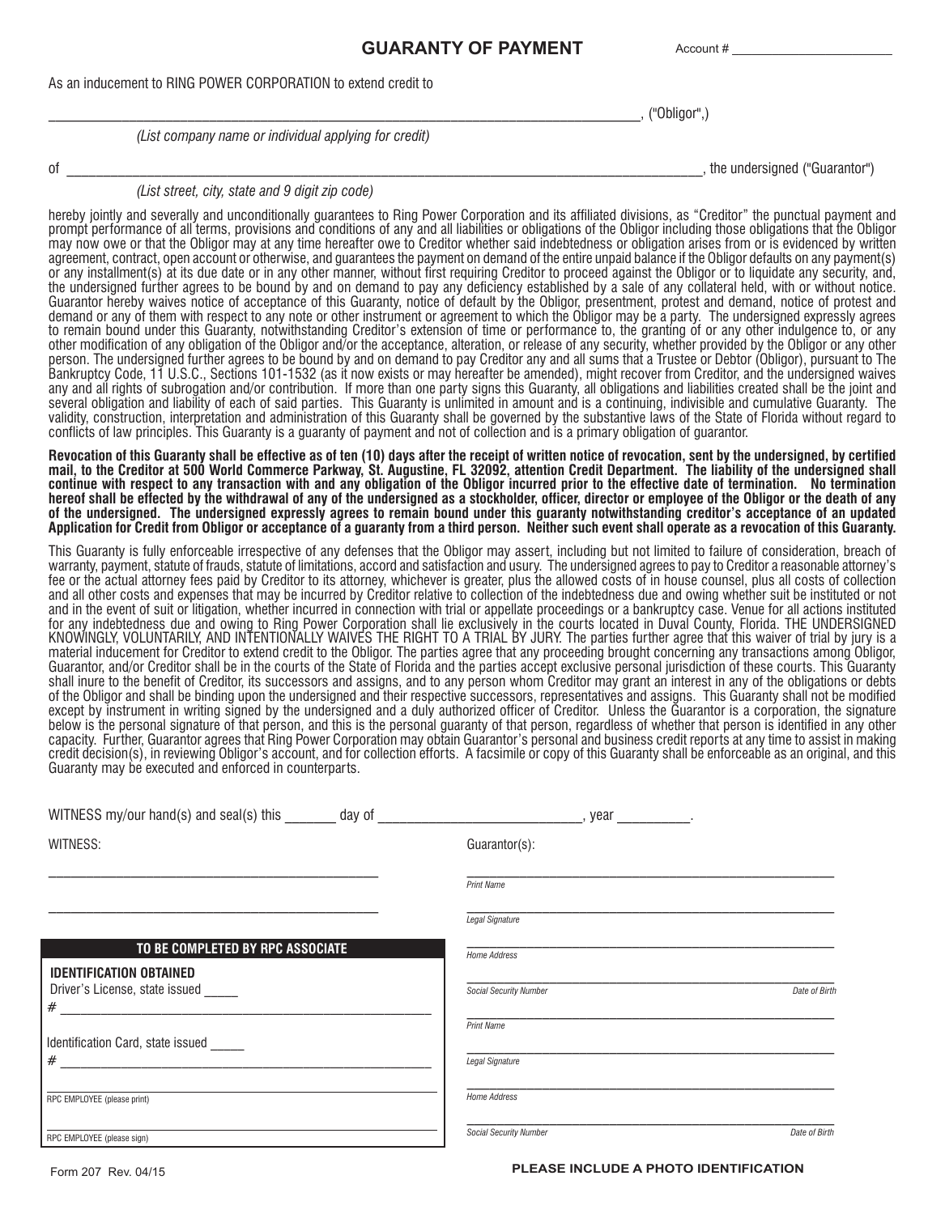# GUARANTY OF PAYMENT

Account # ______________________

As an inducement to RING POWER CORPORATION to extend credit to

_______________________________________________________________________________, ("Obligor",)

*(List company name or individual applying for credit)*

of _______________________________________________________________________________, the undersigned ("Guarantor")

*(List street, city, state and 9 digit zip code)*

hereby jointly and severally and unconditionally guarantees to Ring Power Corporation and its affiliated divisions, as "Creditor" the punctual payment and prompt performance of all terms, provisions and conditions of any and all liabilities or obligations of the Obligor including those obligations that the Obligor may now owe or that the Obligor may at any time hereafter owe to Creditor whether said indebtedness or obligation arises from or is evidenced by written agreement, contract, open account or otherwise, and guarantees the payment on demand of the entire unpaid balance if the Obligor defaults on any payment(s) or any installment(s) at its due date or in any other manner, without first requiring Creditor to proceed against the Obligor or to liquidate any security, and, the undersigned further agrees to be bound by and on demand to pay any deficiency established by a sale of any collateral held, with or without notice. Guarantor hereby waives notice of acceptance of this Guaranty, notice of default by the Obligor, presentment, protest and demand, notice of protest and demand or any of them with respect to any note or other instrument or agreement to which the Obligor may be a party. The undersigned expressly agrees to remain bound under this Guaranty, notwithstanding Creditor's extension of time or performance to, the granting of or any other indulgence to, or any other modification of any obligation of the Obligor and/or the acceptance, alteration, or release of any security, whether provided by the Obligor or any other person. The undersigned further agrees to be bound by and on demand to pay Creditor any and all sums that a Trustee or Debtor (Obligor), pursuant to The Bankruptcy Code, 11 U.S.C., Sections 101-1532 (as it now exists or may hereafter be amended), might recover from Creditor, and the undersigned waives any and all rights of subrogation and/or contribution. If more than one party signs this Guaranty, all obligations and liabilities created shall be the joint and several obligation and liability of each of said parties. This Guaranty is unlimited in amount and is a continuing, indivisible and cumulative Guaranty. The validity, construction, interpretation and administration of this Guaranty shall be governed by the substantive laws of the State of Florida without regard to conflicts of law principles. This Guaranty is a guaranty of payment and not of collection and is a primary obligation of guarantor.

**Revocation of this Guaranty shall be effective as of ten (10) days after the receipt of written notice of revocation, sent by the undersigned, by certified mail, to the Creditor at 500 World Commerce Parkway, St. Augustine, FL 32092, attention Credit Department. The liability of the undersigned shall continue with respect to any transaction with and any obligation of the Obligor incurred prior to the effective date of termination. No termination hereof shall be effected by the withdrawal of any of the undersigned as a stockholder, officer, director or employee of the Obligor or the death of any of the undersigned. The undersigned expressly agrees to remain bound under this guaranty notwithstanding creditor's acceptance of an updated Application for Credit from Obligor or acceptance of a guaranty from a third person. Neither such event shall operate as a revocation of this Guaranty.**

This Guaranty is fully enforceable irrespective of any defenses that the Obligor may assert, including but not limited to failure of consideration, breach of warranty, payment, statute of frauds, statute of limitations, accord and satisfaction and usury. The undersigned agrees to pay to Creditor a reasonable attorney's fee or the actual attorney fees paid by Creditor to its attorney, whichever is greater, plus the allowed costs of in house counsel, plus all costs of collection and all other costs and expenses that may be incurred by Creditor relative to collection of the indebtedness due and owing whether suit be instituted or not and in the event of suit or litigation, whether incurred in connection with trial or appellate proceedings or a bankruptcy case. Venue for all actions instituted for any indebtedness due and owing to Ring Power Corporation shall lie exclusively in the courts located in Duval County, Florida. THE UNDERSIGNED KNOWINGLY, VOLUNTARILY, AND INTENTIONALLY WAIVES THE RIGHT TO A TRIAL BY JURY. The parties further agree that this waiver of trial by jury is a material inducement for Creditor to extend credit to the Obligor. The parties agree that any proceeding brought concerning any transactions among Obligor, Guarantor, and/or Creditor shall be in the courts of the State of Florida and the parties accept exclusive personal jurisdiction of these courts. This Guaranty shall inure to the benefit of Creditor, its successors and assigns, and to any person whom Creditor may grant an interest in any of the obligations or debts of the Obligor and shall be binding upon the undersigned and their respective successors, representatives and assigns. This Guaranty shall not be modified except by instrument in writing signed by the undersigned and a duly authorized officer of Creditor. Unless the Guarantor is a corporation, the signature below is the personal signature of that person, and this is the personal guaranty of that person, regardless of whether that person is identified in any other capacity. Further, Guarantor agrees that Ring Power Corporation may obtain Guarantor's personal and business credit reports at any time to assist in making credit decision(s), in reviewing Obligor's account, and for collection efforts. A facsimile or copy of this Guaranty shall be enforceable as an original, and this Guaranty may be executed and enforced in counterparts.

WITNESS my/our hand(s) and seal(s) this _______ day of ___________________________, year __________.

WITNESS:

_____________________________________________

_____________________________________________

Guarantor(s):

_____________________________________________
*Print Name*

_____________________________________________
*Legal Signature*

_____________________________________________
*Home Address*

_____________________________________________
*Social Security Number* *Date of Birth*

_____________________________________________
*Print Name*

_____________________________________________
*Legal Signature*

_____________________________________________
*Home Address*

_____________________________________________
*Social Security Number* *Date of Birth*

**TO BE COMPLETED BY RPC ASSOCIATE**

**IDENTIFICATION OBTAINED**

Driver's License, state issued _____
# _____________________________________________

Identification Card, state issued _____
# _____________________________________________

_____________________________________________
RPC EMPLOYEE (please print)

_____________________________________________
RPC EMPLOYEE (please sign)

Form 207 Rev. 04/15

**PLEASE INCLUDE A PHOTO IDENTIFICATION**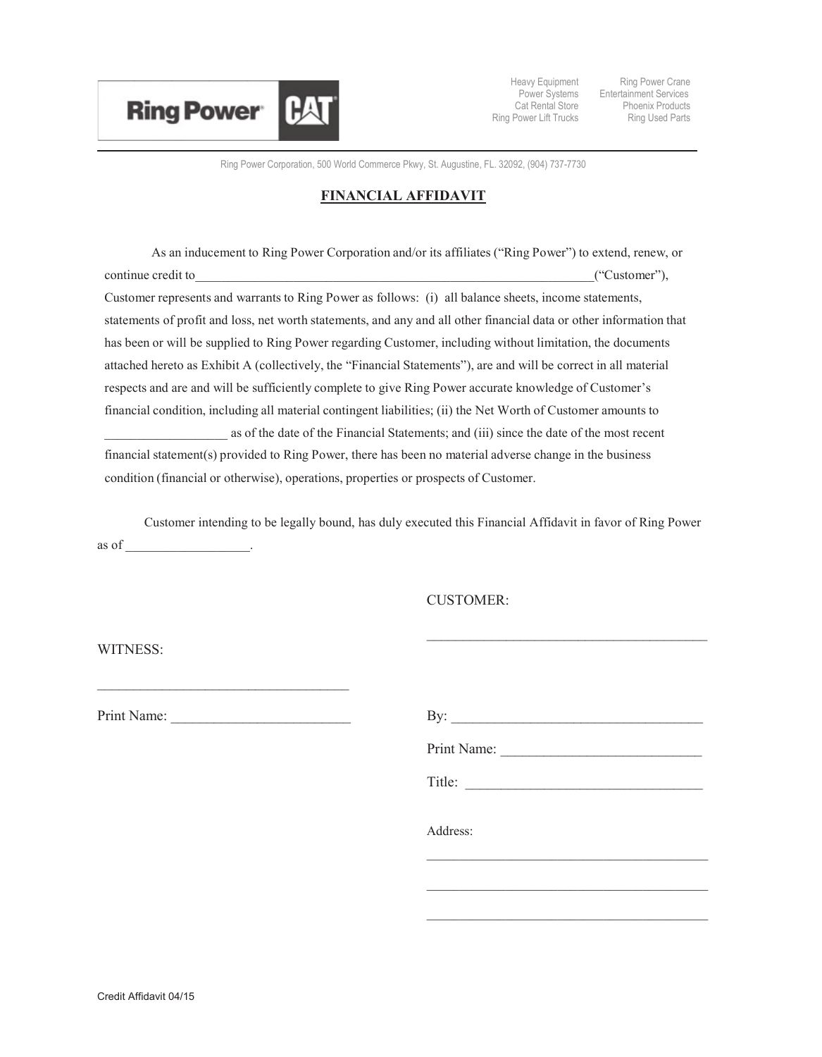Ring Power CAT

Heavy Equipment
Power Systems
Cat Rental Store
Ring Power Lift Trucks

Ring Power Crane
Entertainment Services
Phoenix Products
Ring Used Parts

Ring Power Corporation, 500 World Commerce Pkwy, St. Augustine, FL. 32092, (904) 737-7730

# FINANCIAL AFFIDAVIT

As an inducement to Ring Power Corporation and/or its affiliates ("Ring Power") to extend, renew, or continue credit to_______________________________________________________________("Customer"), Customer represents and warrants to Ring Power as follows: (i) all balance sheets, income statements, statements of profit and loss, net worth statements, and any and all other financial data or other information that has been or will be supplied to Ring Power regarding Customer, including without limitation, the documents attached hereto as Exhibit A (collectively, the "Financial Statements"), are and will be correct in all material respects and are and will be sufficiently complete to give Ring Power accurate knowledge of Customer's financial condition, including all material contingent liabilities; (ii) the Net Worth of Customer amounts to __________________ as of the date of the Financial Statements; and (iii) since the date of the most recent financial statement(s) provided to Ring Power, there has been no material adverse change in the business condition (financial or otherwise), operations, properties or prospects of Customer.

Customer intending to be legally bound, has duly executed this Financial Affidavit in favor of Ring Power as of __________________.

CUSTOMER:

_________________________________________

WITNESS:

____________________________________

Print Name: _________________________

By: ____________________________________

Print Name: ____________________________

Title: __________________________________

Address:

_________________________________________

_________________________________________

_________________________________________

Credit Affidavit 04/15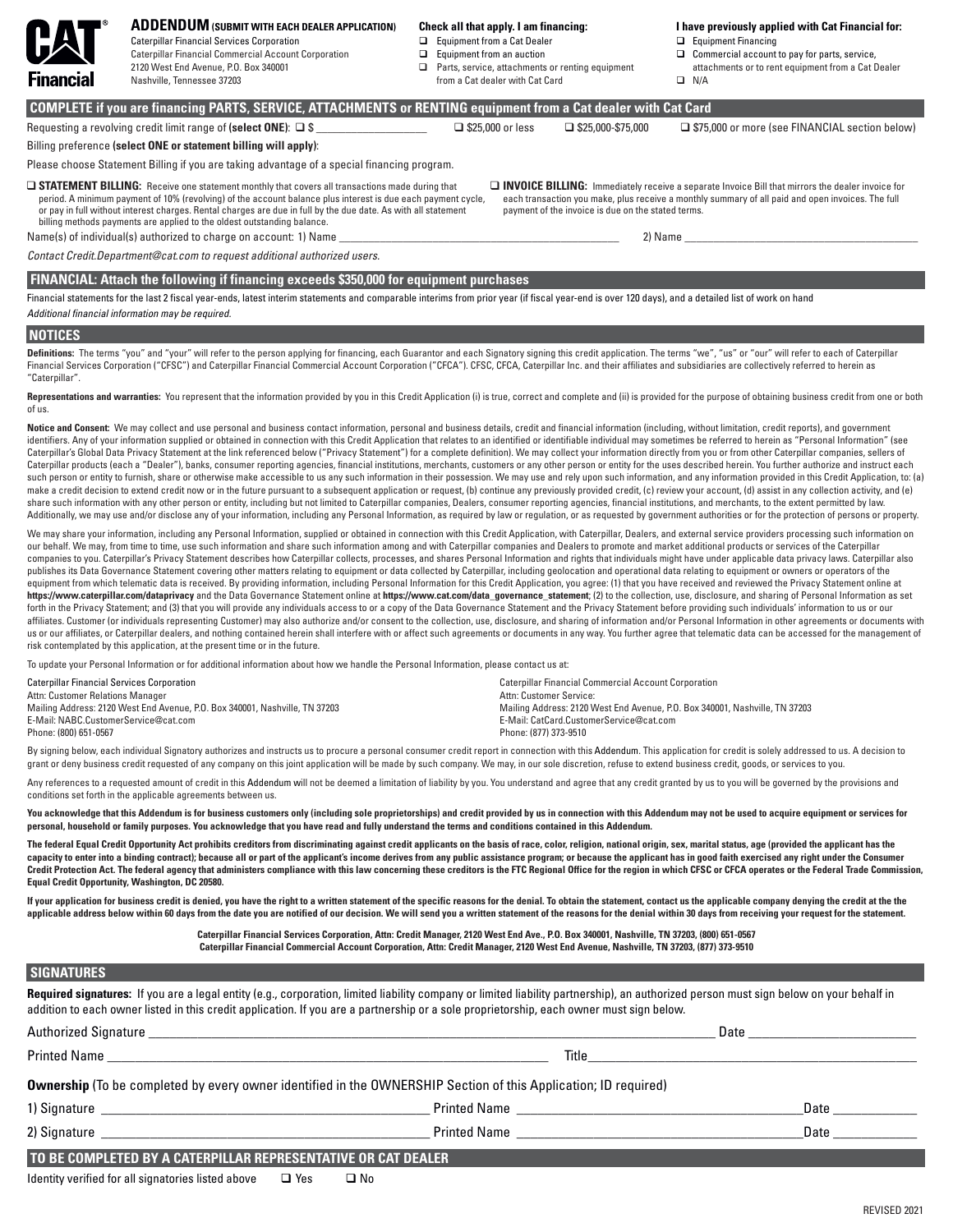**CAT® Financial**

## ADDENDUM (SUBMIT WITH EACH DEALER APPLICATION)

Caterpillar Financial Services Corporation
Caterpillar Financial Commercial Account Corporation
2120 West End Avenue, P.O. Box 340001
Nashville, Tennessee 37203

**Check all that apply. I am financing:**

- ☐ Equipment from a Cat Dealer
- ☐ Equipment from an auction
- ☐ Parts, service, attachments or renting equipment from a Cat dealer with Cat Card

**I have previously applied with Cat Financial for:**

- ☐ Equipment Financing
- ☐ Commercial account to pay for parts, service, attachments or to rent equipment from a Cat Dealer
- ☐ N/A

### COMPLETE if you are financing PARTS, SERVICE, ATTACHMENTS or RENTING equipment from a Cat dealer with Cat Card

Requesting a revolving credit limit range of **(select ONE)**: ☐ $ ____________ ☐ $25,000 or less ☐ $25,000-$75,000 ☐ $75,000 or more (see FINANCIAL section below)

Billing preference **(select ONE or statement billing will apply)**:

Please choose Statement Billing if you are taking advantage of a special financing program.

☐ **STATEMENT BILLING:** Receive one statement monthly that covers all transactions made during that period. A minimum payment of 10% (revolving) of the account balance plus interest is due each payment cycle, or pay in full without interest charges. Rental charges are due in full by the due date. As with all statement billing methods payments are applied to the oldest outstanding balance.

☐ **INVOICE BILLING:** Immediately receive a separate Invoice Bill that mirrors the dealer invoice for each transaction you make, plus receive a monthly summary of all paid and open invoices. The full payment of the invoice is due on the stated terms.

Name(s) of individual(s) authorized to charge on account: 1) Name ____________________ 2) Name ____________________

*Contact Credit.Department@cat.com to request additional authorized users.*

### FINANCIAL: Attach the following if financing exceeds $350,000 for equipment purchases

Financial statements for the last 2 fiscal year-ends, latest interim statements and comparable interims from prior year (if fiscal year-end is over 120 days), and a detailed list of work on hand

*Additional financial information may be required.*

### NOTICES

**Definitions:** The terms "you" and "your" will refer to the person applying for financing, each Guarantor and each Signatory signing this credit application. The terms "we", "us" or "our" will refer to each of Caterpillar Financial Services Corporation ("CFSC") and Caterpillar Financial Commercial Account Corporation ("CFCA"). CFSC, CFCA, Caterpillar Inc. and their affiliates and subsidiaries are collectively referred to herein as "Caterpillar".

**Representations and warranties:** You represent that the information provided by you in this Credit Application (i) is true, correct and complete and (ii) is provided for the purpose of obtaining business credit from one or both of us.

**Notice and Consent:** We may collect and use personal and business contact information, personal and business details, credit and financial information (including, without limitation, credit reports), and government identifiers. Any of your information supplied or obtained in connection with this Credit Application that relates to an identified or identifiable individual may sometimes be referred to herein as "Personal Information" (see Caterpillar's Global Data Privacy Statement at the link referenced below ("Privacy Statement") for a complete definition). We may collect your information directly from you or from other Caterpillar companies, sellers of Caterpillar products (each a "Dealer"), banks, consumer reporting agencies, financial institutions, merchants, customers or any other person or entity for the uses described herein. You further authorize and instruct each such person or entity to furnish, share or otherwise make accessible to us any such information in their possession. We may use and rely upon such information, and any information provided in this Credit Application, to: (a) make a credit decision to extend credit now or in the future pursuant to a subsequent application or request, (b) continue any previously provided credit, (c) review your account, (d) assist in any collection activity, and (e) share such information with any other person or entity, including but not limited to Caterpillar companies, Dealers, consumer reporting agencies, financial institutions, and merchants, to the extent permitted by law. Additionally, we may use and/or disclose any of your information, including any Personal Information, as required by law or regulation, or as requested by government authorities or for the protection of persons or property.

We may share your information, including any Personal Information, supplied or obtained in connection with this Credit Application, with Caterpillar, Dealers, and external service providers processing such information on our behalf. We may, from time to time, use such information and share such information among and with Caterpillar companies and Dealers to promote and market additional products or services of the Caterpillar companies to you. Caterpillar's Privacy Statement describes how Caterpillar collects, processes, and shares Personal Information and rights that individuals might have under applicable data privacy laws. Caterpillar also publishes its Data Governance Statement covering other matters relating to equipment or data collected by Caterpillar, including geolocation and operational data relating to equipment or owners or operators of the equipment from which telematic data is received. By providing information, including Personal Information for this Credit Application, you agree: (1) that you have received and reviewed the Privacy Statement online at **https://www.caterpillar.com/dataprivacy** and the Data Governance Statement online at **https://www.cat.com/data_governance_statement**; (2) to the collection, use, disclosure, and sharing of Personal Information as set forth in the Privacy Statement; and (3) that you will provide any individuals access to or a copy of the Data Governance Statement and the Privacy Statement before providing such individuals' information to us or our affiliates. Customer (or individuals representing Customer) may also authorize and/or consent to the collection, use, disclosure, and sharing of information and/or Personal Information in other agreements or documents with us or our affiliates, or Caterpillar dealers, and nothing contained herein shall interfere with or affect such agreements or documents in any way. You further agree that telematic data can be accessed for the management of risk contemplated by this application, at the present time or in the future.

To update your Personal Information or for additional information about how we handle the Personal Information, please contact us at:

Caterpillar Financial Services Corporation
Attn: Customer Relations Manager
Mailing Address: 2120 West End Avenue, P.O. Box 340001, Nashville, TN 37203
E-Mail: NABC.CustomerService@cat.com
Phone: (800) 651-0567

Caterpillar Financial Commercial Account Corporation
Attn: Customer Service:
Mailing Address: 2120 West End Avenue, P.O. Box 340001, Nashville, TN 37203
E-Mail: CatCard.CustomerService@cat.com
Phone: (877) 373-9510

By signing below, each individual Signatory authorizes and instructs us to procure a personal consumer credit report in connection with this Addendum. This application for credit is solely addressed to us. A decision to grant or deny business credit requested of any company on this joint application will be made by such company. We may, in our sole discretion, refuse to extend business credit, goods, or services to you.

Any references to a requested amount of credit in this Addendum will not be deemed a limitation of liability by you. You understand and agree that any credit granted by us to you will be governed by the provisions and conditions set forth in the applicable agreements between us.

**You acknowledge that this Addendum is for business customers only (including sole proprietorships) and credit provided by us in connection with this Addendum may not be used to acquire equipment or services for personal, household or family purposes. You acknowledge that you have read and fully understand the terms and conditions contained in this Addendum.**

**The federal Equal Credit Opportunity Act prohibits creditors from discriminating against credit applicants on the basis of race, color, religion, national origin, sex, marital status, age (provided the applicant has the capacity to enter into a binding contract); because all or part of the applicant's income derives from any public assistance program; or because the applicant has in good faith exercised any right under the Consumer Credit Protection Act. The federal agency that administers compliance with this law concerning these creditors is the FTC Regional Office for the region in which CFSC or CFCA operates or the Federal Trade Commission, Equal Credit Opportunity, Washington, DC 20580.**

**If your application for business credit is denied, you have the right to a written statement of the specific reasons for the denial. To obtain the statement, contact us the applicable company denying the credit at the the applicable address below within 60 days from the date you are notified of our decision. We will send you a written statement of the reasons for the denial within 30 days from receiving your request for the statement.**

**Caterpillar Financial Services Corporation, Attn: Credit Manager, 2120 West End Ave., P.O. Box 340001, Nashville, TN 37203, (800) 651-0567**
**Caterpillar Financial Commercial Account Corporation, Attn: Credit Manager, 2120 West End Avenue, Nashville, TN 37203, (877) 373-9510**

### SIGNATURES

**Required signatures:** If you are a legal entity (e.g., corporation, limited liability company or limited liability partnership), an authorized person must sign below on your behalf in addition to each owner listed in this credit application. If you are a partnership or a sole proprietorship, each owner must sign below.

Authorized Signature ____________________ Date ____________

Printed Name ____________________ Title ____________________

**Ownership** (To be completed by every owner identified in the OWNERSHIP Section of this Application; ID required)

1) Signature ____________________ Printed Name ____________________ Date ____________

2) Signature ____________________ Printed Name ____________________ Date ____________

### TO BE COMPLETED BY A CATERPILLAR REPRESENTATIVE OR CAT DEALER

Identity verified for all signatories listed above ☐ Yes ☐ No

REVISED 2021